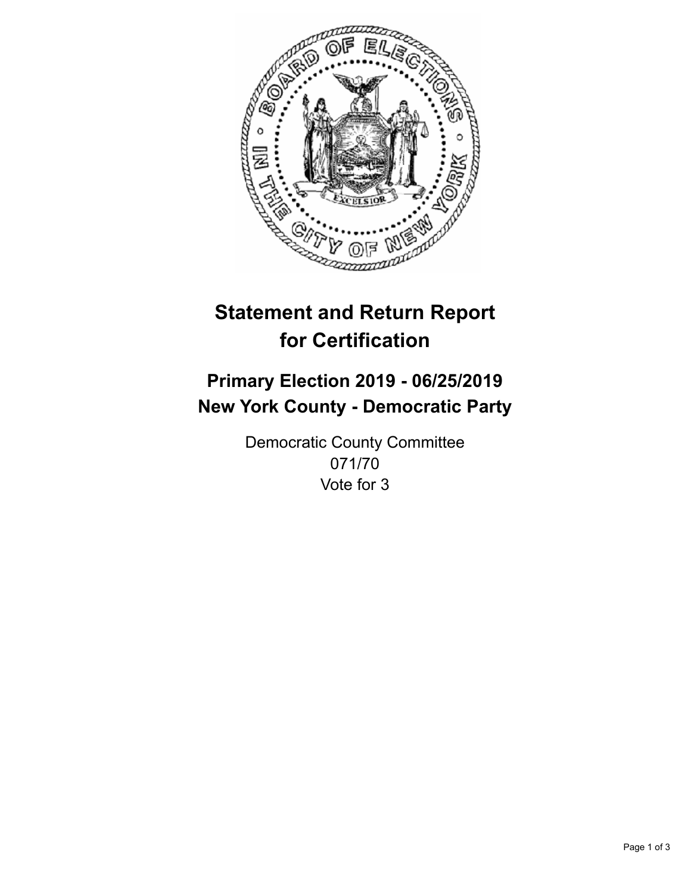# Statement and Return Report for Certification

## Primary Election 2019 - 06/25/2019
## New York County - Democratic Party

Democratic County Committee
071/70
Vote for 3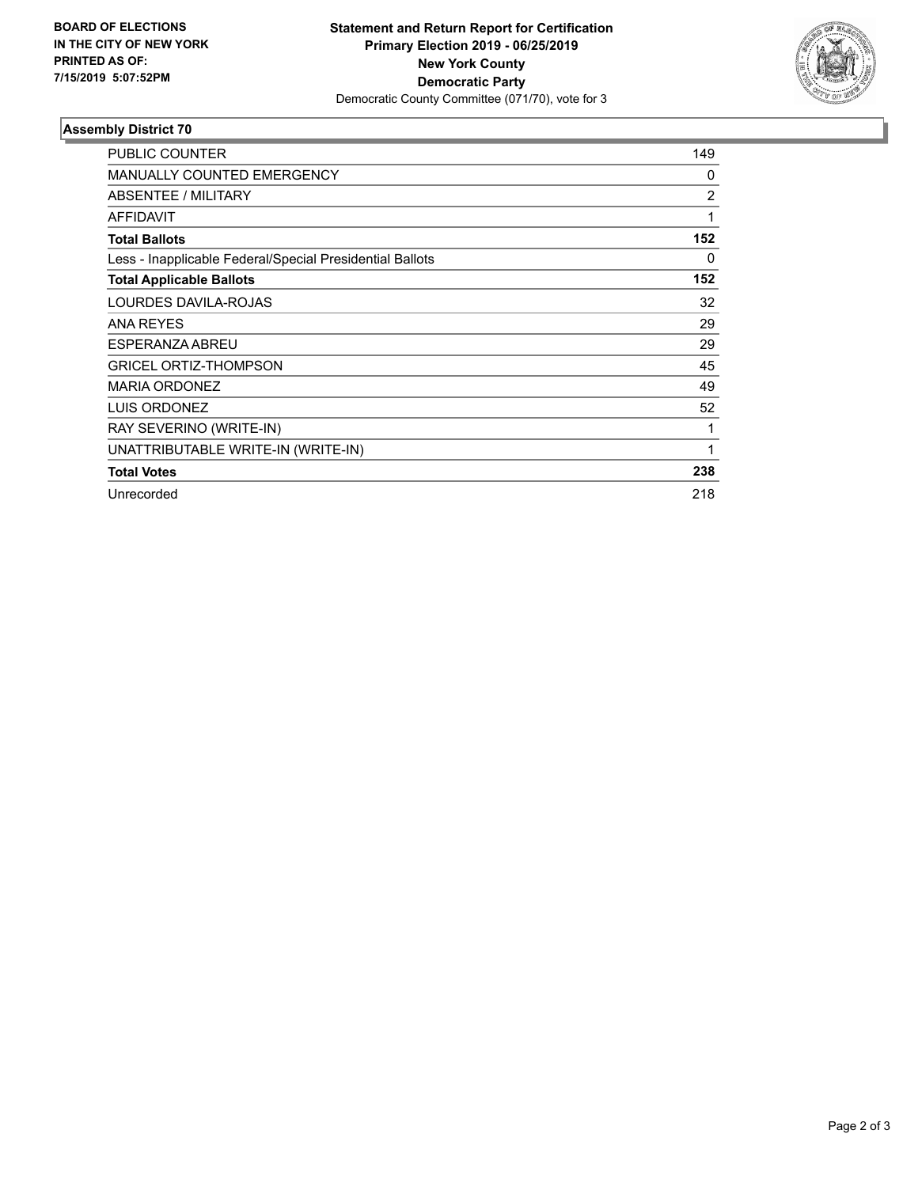**BOARD OF ELECTIONS IN THE CITY OF NEW YORK PRINTED AS OF: 7/15/2019 5:07:52PM**

**Statement and Return Report for Certification**
**Primary Election 2019 - 06/25/2019**
**New York County**
**Democratic Party**
Democratic County Committee (071/70), vote for 3

## Assembly District 70

| | |
|---|---|
| PUBLIC COUNTER | 149 |
| MANUALLY COUNTED EMERGENCY | 0 |
| ABSENTEE / MILITARY | 2 |
| AFFIDAVIT | 1 |
| **Total Ballots** | **152** |
| Less - Inapplicable Federal/Special Presidential Ballots | 0 |
| **Total Applicable Ballots** | **152** |
| LOURDES DAVILA-ROJAS | 32 |
| ANA REYES | 29 |
| ESPERANZA ABREU | 29 |
| GRICEL ORTIZ-THOMPSON | 45 |
| MARIA ORDONEZ | 49 |
| LUIS ORDONEZ | 52 |
| RAY SEVERINO (WRITE-IN) | 1 |
| UNATTRIBUTABLE WRITE-IN (WRITE-IN) | 1 |
| **Total Votes** | **238** |
| Unrecorded | 218 |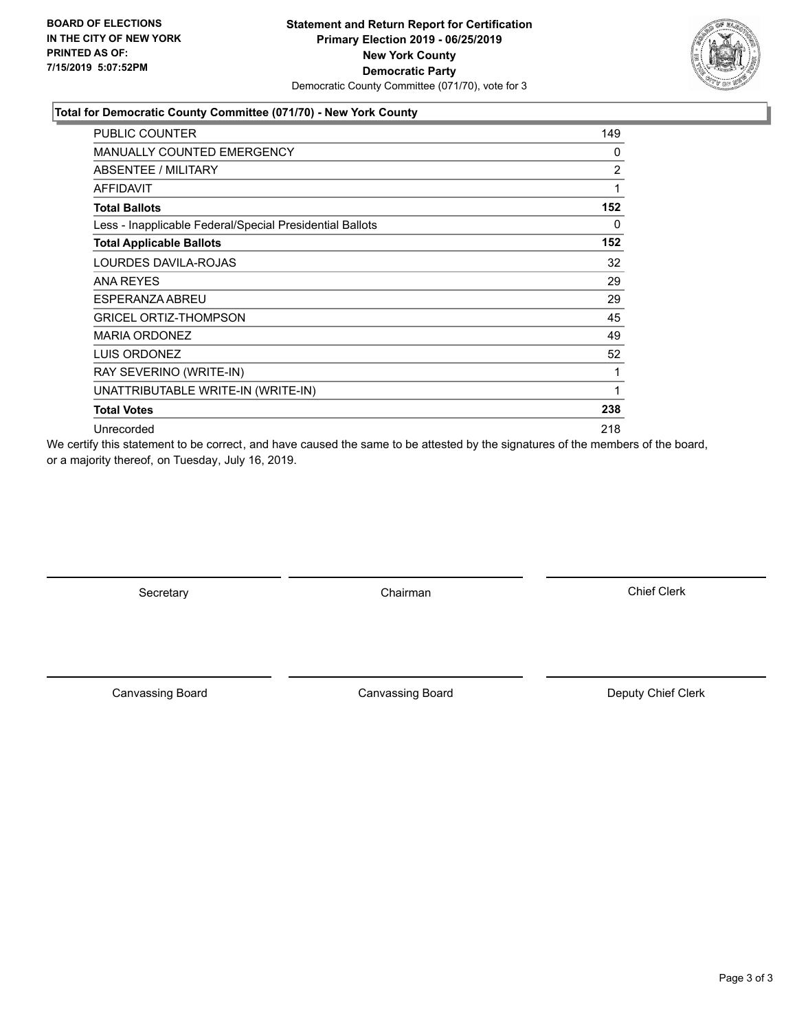**BOARD OF ELECTIONS**
**IN THE CITY OF NEW YORK**
**PRINTED AS OF:**
**7/15/2019 5:07:52PM**

**Statement and Return Report for Certification**
**Primary Election 2019 - 06/25/2019**
**New York County**
**Democratic Party**
Democratic County Committee (071/70), vote for 3

### Total for Democratic County Committee (071/70) - New York County

| | |
|---|---|
| PUBLIC COUNTER | 149 |
| MANUALLY COUNTED EMERGENCY | 0 |
| ABSENTEE / MILITARY | 2 |
| AFFIDAVIT | 1 |
| **Total Ballots** | **152** |
| Less - Inapplicable Federal/Special Presidential Ballots | 0 |
| **Total Applicable Ballots** | **152** |
| LOURDES DAVILA-ROJAS | 32 |
| ANA REYES | 29 |
| ESPERANZA ABREU | 29 |
| GRICEL ORTIZ-THOMPSON | 45 |
| MARIA ORDONEZ | 49 |
| LUIS ORDONEZ | 52 |
| RAY SEVERINO (WRITE-IN) | 1 |
| UNATTRIBUTABLE WRITE-IN (WRITE-IN) | 1 |
| **Total Votes** | **238** |
| Unrecorded | 218 |

We certify this statement to be correct, and have caused the same to be attested by the signatures of the members of the board, or a majority thereof, on Tuesday, July 16, 2019.

Secretary

Chairman

Chief Clerk

Canvassing Board

Canvassing Board

Deputy Chief Clerk